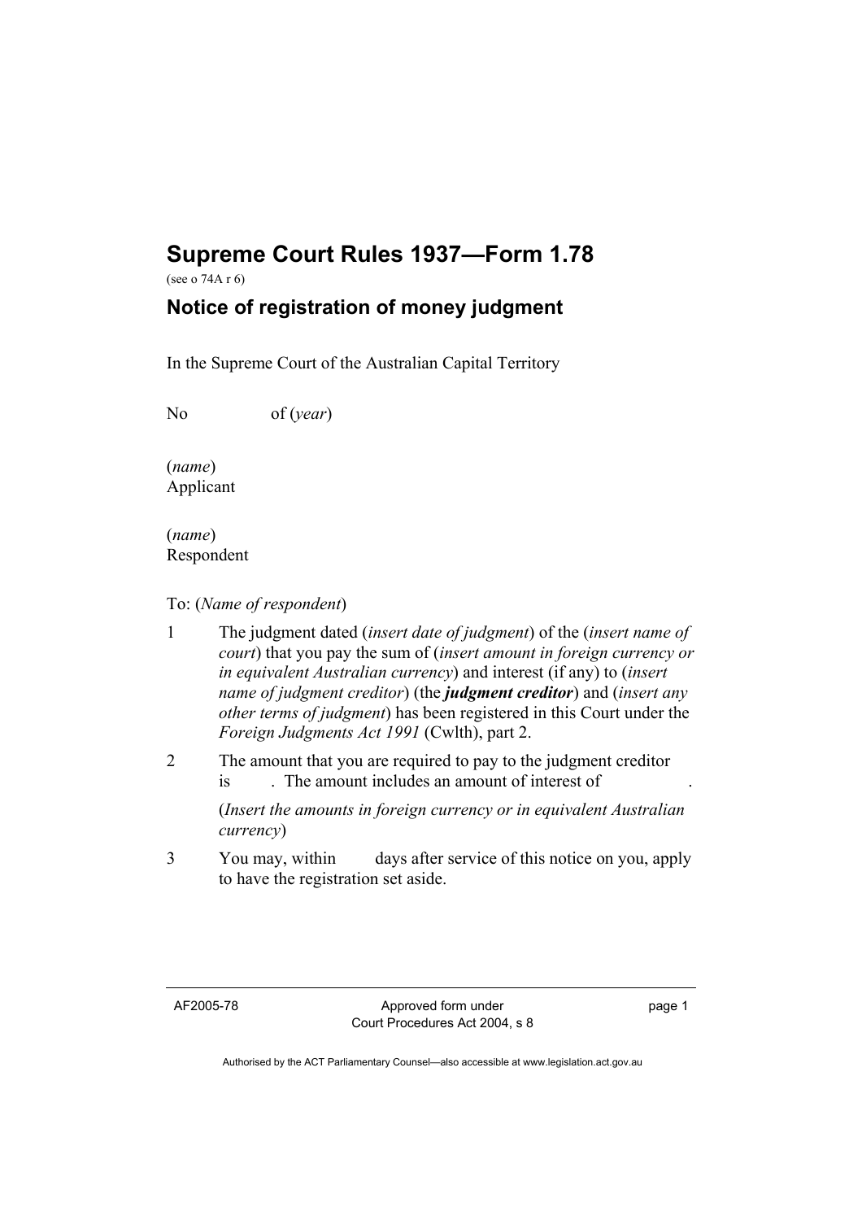# Supreme Court Rules 1937—Form 1.78

(see o 74A r 6)

## Notice of registration of money judgment

In the Supreme Court of the Australian Capital Territory

No of (*year*)

(*name*)
Applicant

(*name*)
Respondent

To: (*Name of respondent*)

1 The judgment dated (*insert date of judgment*) of the (*insert name of court*) that you pay the sum of (*insert amount in foreign currency or in equivalent Australian currency*) and interest (if any) to (*insert name of judgment creditor*) (the ***judgment creditor***) and (*insert any other terms of judgment*) has been registered in this Court under the *Foreign Judgments Act 1991* (Cwlth), part 2.

2 The amount that you are required to pay to the judgment creditor is . The amount includes an amount of interest of .

(*Insert the amounts in foreign currency or in equivalent Australian currency*)

3 You may, within days after service of this notice on you, apply to have the registration set aside.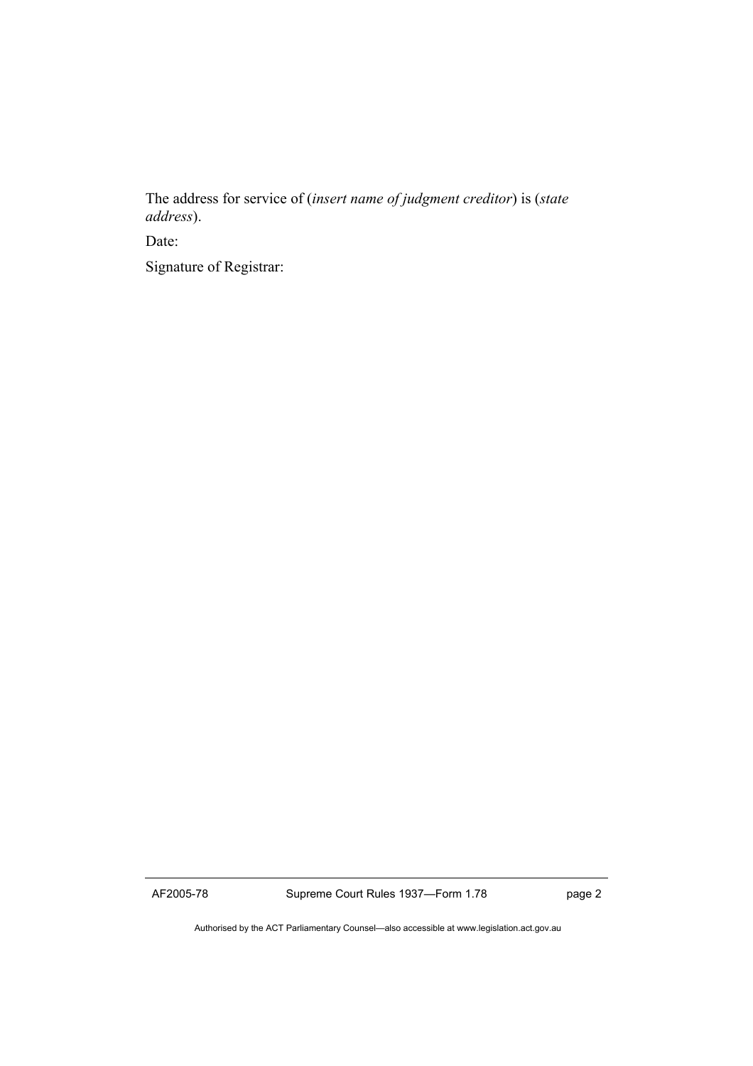The address for service of (*insert name of judgment creditor*) is (*state address*).

Date:

Signature of Registrar: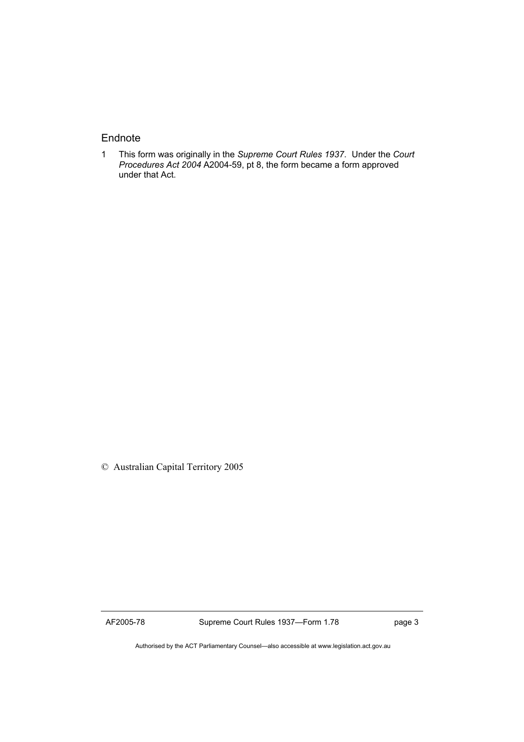## Endnote

1 This form was originally in the *Supreme Court Rules 1937*. Under the *Court Procedures Act 2004* A2004-59, pt 8, the form became a form approved under that Act.

© Australian Capital Territory 2005